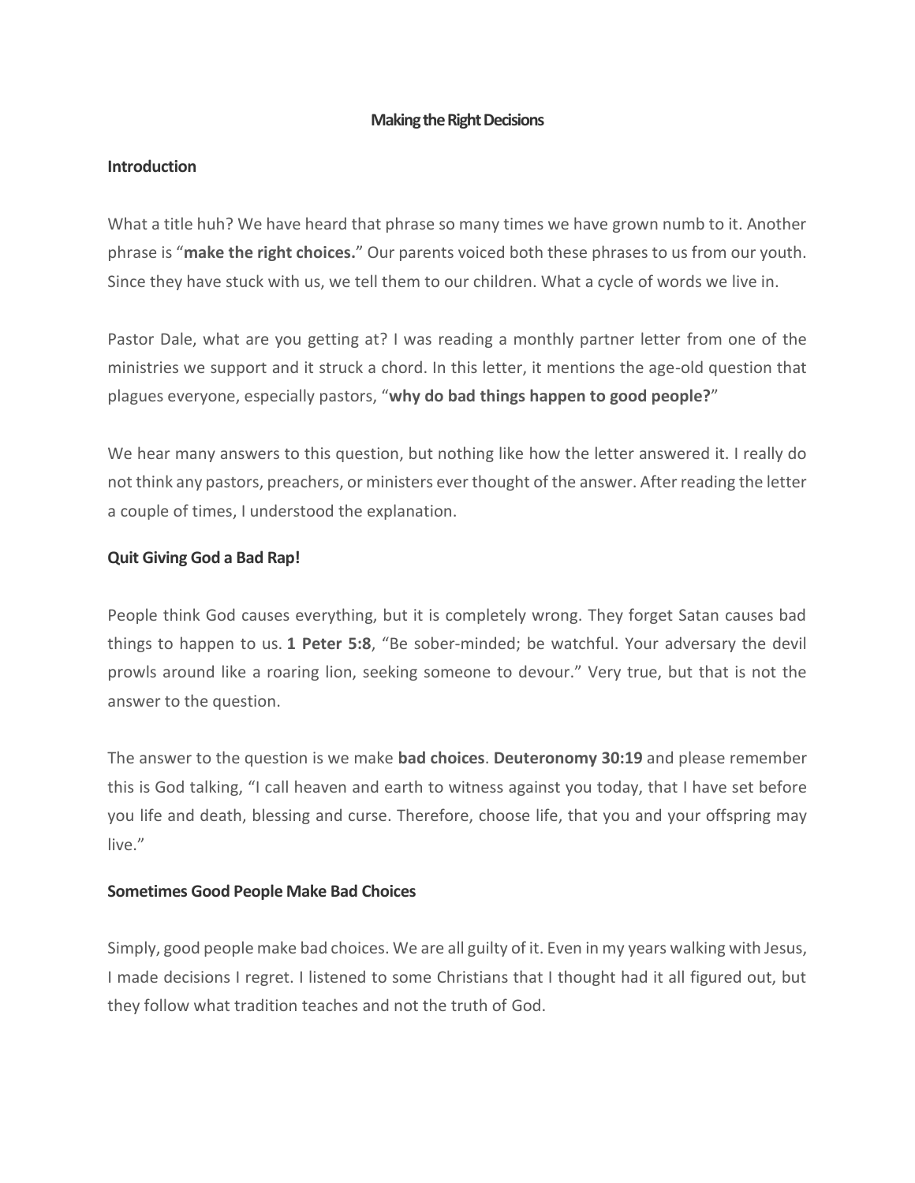**Making the Right Decisions**

## Introduction

What a title huh? We have heard that phrase so many times we have grown numb to it. Another phrase is "**make the right choices.**" Our parents voiced both these phrases to us from our youth. Since they have stuck with us, we tell them to our children. What a cycle of words we live in.

Pastor Dale, what are you getting at? I was reading a monthly partner letter from one of the ministries we support and it struck a chord. In this letter, it mentions the age-old question that plagues everyone, especially pastors, "**why do bad things happen to good people?**"

We hear many answers to this question, but nothing like how the letter answered it. I really do not think any pastors, preachers, or ministers ever thought of the answer. After reading the letter a couple of times, I understood the explanation.

## Quit Giving God a Bad Rap!

People think God causes everything, but it is completely wrong. They forget Satan causes bad things to happen to us. **1 Peter 5:8**, "Be sober-minded; be watchful. Your adversary the devil prowls around like a roaring lion, seeking someone to devour." Very true, but that is not the answer to the question.

The answer to the question is we make **bad choices**. **Deuteronomy 30:19** and please remember this is God talking, "I call heaven and earth to witness against you today, that I have set before you life and death, blessing and curse. Therefore, choose life, that you and your offspring may live."

## Sometimes Good People Make Bad Choices

Simply, good people make bad choices. We are all guilty of it. Even in my years walking with Jesus, I made decisions I regret. I listened to some Christians that I thought had it all figured out, but they follow what tradition teaches and not the truth of God.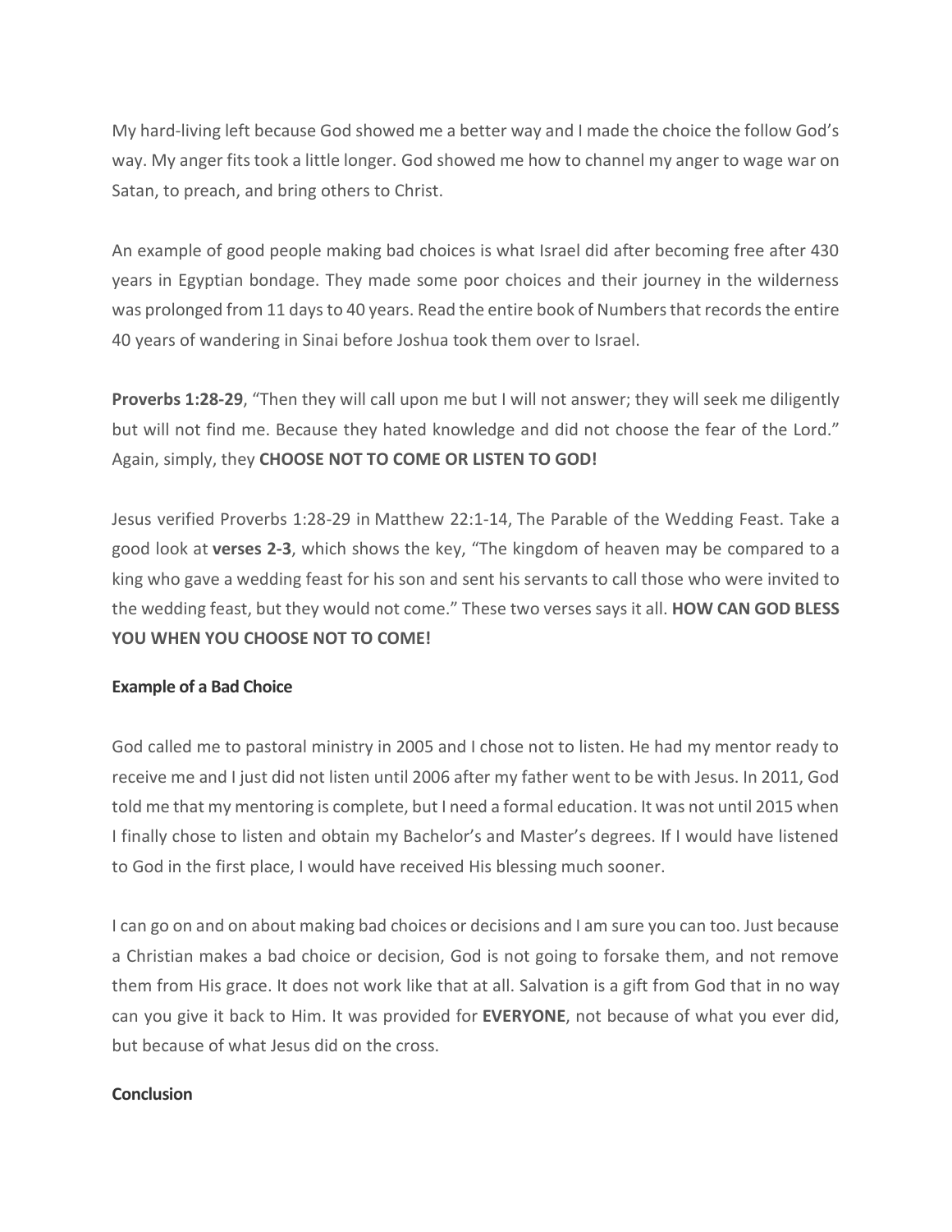My hard-living left because God showed me a better way and I made the choice the follow God's way. My anger fits took a little longer. God showed me how to channel my anger to wage war on Satan, to preach, and bring others to Christ.

An example of good people making bad choices is what Israel did after becoming free after 430 years in Egyptian bondage. They made some poor choices and their journey in the wilderness was prolonged from 11 days to 40 years. Read the entire book of Numbers that records the entire 40 years of wandering in Sinai before Joshua took them over to Israel.

**Proverbs 1:28-29**, "Then they will call upon me but I will not answer; they will seek me diligently but will not find me. Because they hated knowledge and did not choose the fear of the Lord." Again, simply, they **CHOOSE NOT TO COME OR LISTEN TO GOD!**

Jesus verified Proverbs 1:28-29 in Matthew 22:1-14, The Parable of the Wedding Feast. Take a good look at **verses 2-3**, which shows the key, "The kingdom of heaven may be compared to a king who gave a wedding feast for his son and sent his servants to call those who were invited to the wedding feast, but they would not come." These two verses says it all. **HOW CAN GOD BLESS YOU WHEN YOU CHOOSE NOT TO COME!**

**Example of a Bad Choice**

God called me to pastoral ministry in 2005 and I chose not to listen. He had my mentor ready to receive me and I just did not listen until 2006 after my father went to be with Jesus. In 2011, God told me that my mentoring is complete, but I need a formal education. It was not until 2015 when I finally chose to listen and obtain my Bachelor's and Master's degrees. If I would have listened to God in the first place, I would have received His blessing much sooner.

I can go on and on about making bad choices or decisions and I am sure you can too. Just because a Christian makes a bad choice or decision, God is not going to forsake them, and not remove them from His grace. It does not work like that at all. Salvation is a gift from God that in no way can you give it back to Him. It was provided for **EVERYONE**, not because of what you ever did, but because of what Jesus did on the cross.

**Conclusion**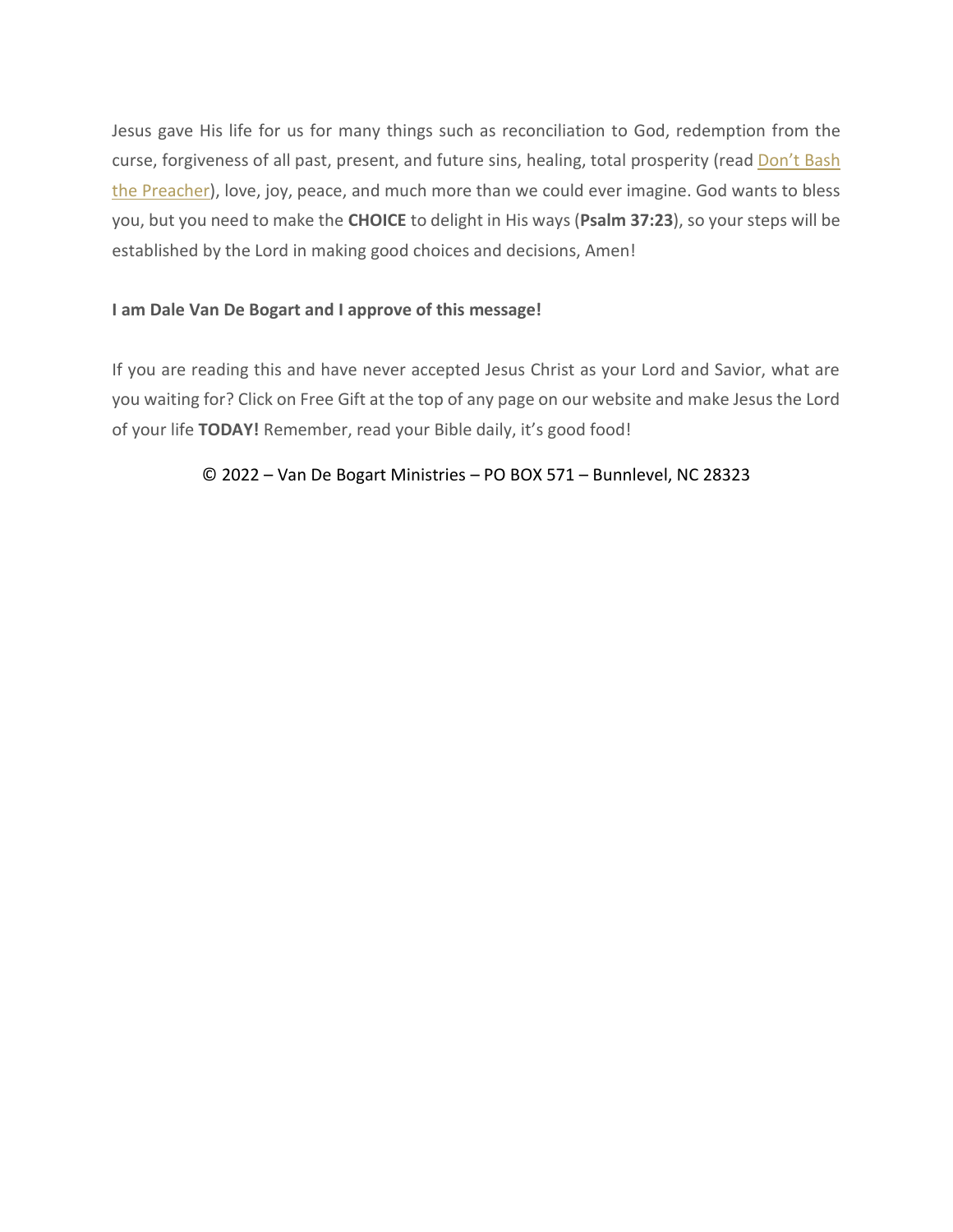Jesus gave His life for us for many things such as reconciliation to God, redemption from the curse, forgiveness of all past, present, and future sins, healing, total prosperity (read Don't Bash the Preacher), love, joy, peace, and much more than we could ever imagine. God wants to bless you, but you need to make the **CHOICE** to delight in His ways (**Psalm 37:23**), so your steps will be established by the Lord in making good choices and decisions, Amen!

**I am Dale Van De Bogart and I approve of this message!**

If you are reading this and have never accepted Jesus Christ as your Lord and Savior, what are you waiting for? Click on Free Gift at the top of any page on our website and make Jesus the Lord of your life **TODAY!** Remember, read your Bible daily, it's good food!

© 2022 – Van De Bogart Ministries – PO BOX 571 – Bunnlevel, NC 28323